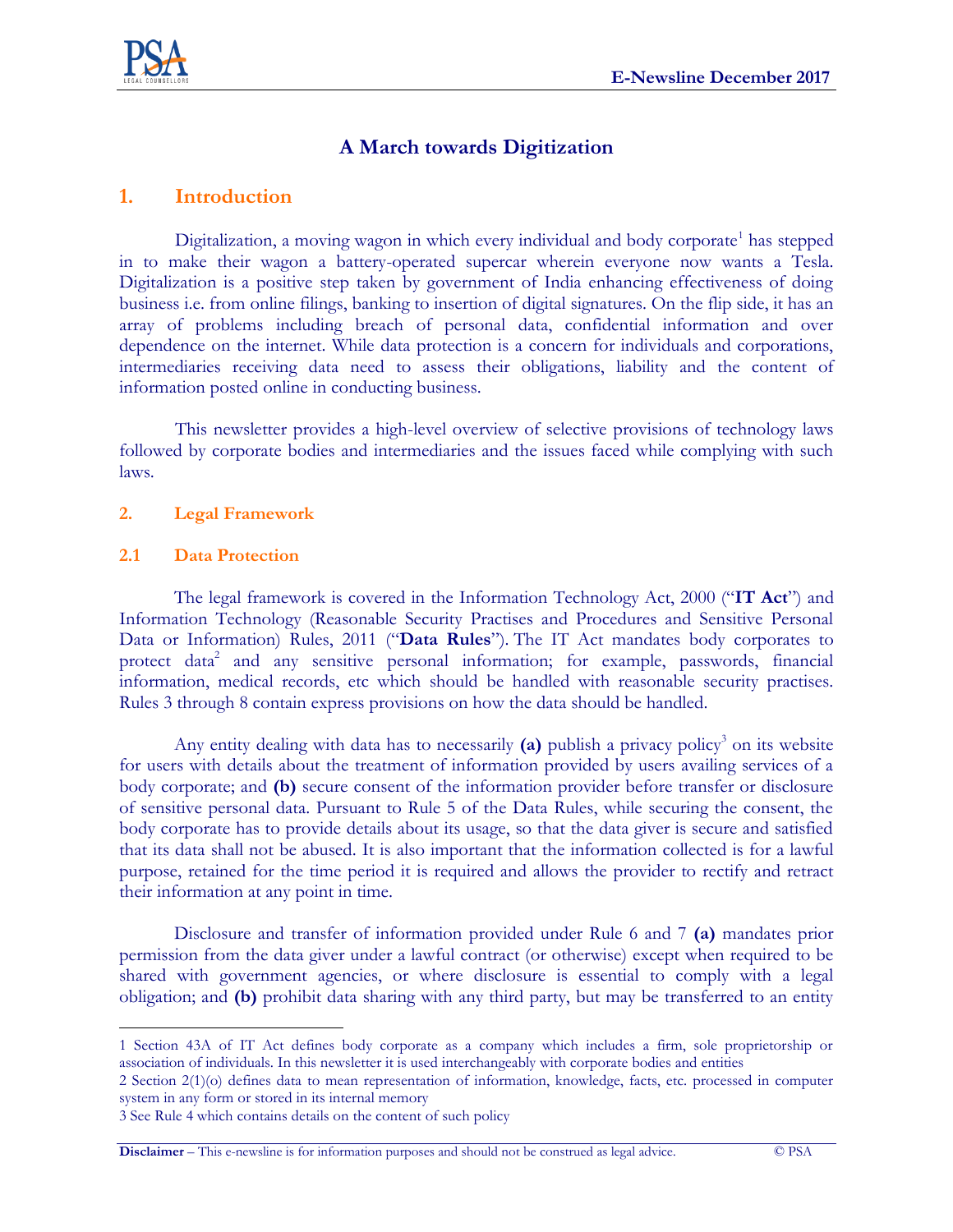# A March towards Digitization

## 1. Introduction

Digitalization, a moving wagon in which every individual and body corporate[1] has stepped in to make their wagon a battery-operated supercar wherein everyone now wants a Tesla. Digitalization is a positive step taken by government of India enhancing effectiveness of doing business i.e. from online filings, banking to insertion of digital signatures. On the flip side, it has an array of problems including breach of personal data, confidential information and over dependence on the internet. While data protection is a concern for individuals and corporations, intermediaries receiving data need to assess their obligations, liability and the content of information posted online in conducting business.

This newsletter provides a high-level overview of selective provisions of technology laws followed by corporate bodies and intermediaries and the issues faced while complying with such laws.

### 2. Legal Framework

### 2.1 Data Protection

The legal framework is covered in the Information Technology Act, 2000 ("**IT Act**") and Information Technology (Reasonable Security Practises and Procedures and Sensitive Personal Data or Information) Rules, 2011 ("**Data Rules**"). The IT Act mandates body corporates to protect data[2] and any sensitive personal information; for example, passwords, financial information, medical records, etc which should be handled with reasonable security practises. Rules 3 through 8 contain express provisions on how the data should be handled.

Any entity dealing with data has to necessarily **(a)** publish a privacy policy[3] on its website for users with details about the treatment of information provided by users availing services of a body corporate; and **(b)** secure consent of the information provider before transfer or disclosure of sensitive personal data. Pursuant to Rule 5 of the Data Rules, while securing the consent, the body corporate has to provide details about its usage, so that the data giver is secure and satisfied that its data shall not be abused. It is also important that the information collected is for a lawful purpose, retained for the time period it is required and allows the provider to rectify and retract their information at any point in time.

Disclosure and transfer of information provided under Rule 6 and 7 **(a)** mandates prior permission from the data giver under a lawful contract (or otherwise) except when required to be shared with government agencies, or where disclosure is essential to comply with a legal obligation; and **(b)** prohibit data sharing with any third party, but may be transferred to an entity

---

1 Section 43A of IT Act defines body corporate as a company which includes a firm, sole proprietorship or association of individuals. In this newsletter it is used interchangeably with corporate bodies and entities

2 Section 2(1)(o) defines data to mean representation of information, knowledge, facts, etc. processed in computer system in any form or stored in its internal memory

3 See Rule 4 which contains details on the content of such policy

**Disclaimer** – This e-newsline is for information purposes and should not be construed as legal advice. © PSA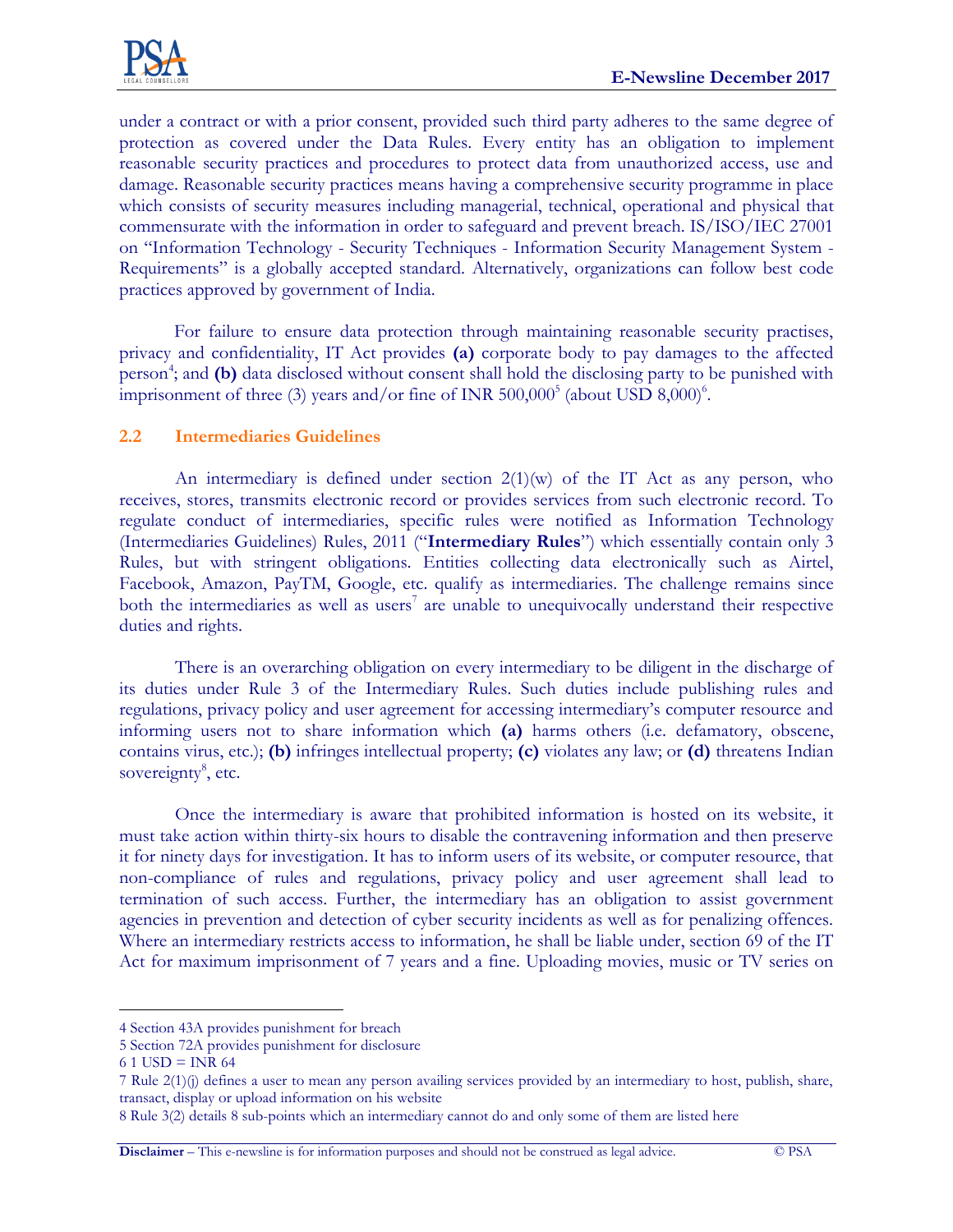under a contract or with a prior consent, provided such third party adheres to the same degree of protection as covered under the Data Rules. Every entity has an obligation to implement reasonable security practices and procedures to protect data from unauthorized access, use and damage. Reasonable security practices means having a comprehensive security programme in place which consists of security measures including managerial, technical, operational and physical that commensurate with the information in order to safeguard and prevent breach. IS/ISO/IEC 27001 on "Information Technology - Security Techniques - Information Security Management System - Requirements" is a globally accepted standard. Alternatively, organizations can follow best code practices approved by government of India.

For failure to ensure data protection through maintaining reasonable security practises, privacy and confidentiality, IT Act provides **(a)** corporate body to pay damages to the affected person[4]; and **(b)** data disclosed without consent shall hold the disclosing party to be punished with imprisonment of three (3) years and/or fine of INR 500,000[5] (about USD 8,000)[6].

### 2.2 Intermediaries Guidelines

An intermediary is defined under section 2(1)(w) of the IT Act as any person, who receives, stores, transmits electronic record or provides services from such electronic record. To regulate conduct of intermediaries, specific rules were notified as Information Technology (Intermediaries Guidelines) Rules, 2011 ("**Intermediary Rules**") which essentially contain only 3 Rules, but with stringent obligations. Entities collecting data electronically such as Airtel, Facebook, Amazon, PayTM, Google, etc. qualify as intermediaries. The challenge remains since both the intermediaries as well as users[7] are unable to unequivocally understand their respective duties and rights.

There is an overarching obligation on every intermediary to be diligent in the discharge of its duties under Rule 3 of the Intermediary Rules. Such duties include publishing rules and regulations, privacy policy and user agreement for accessing intermediary's computer resource and informing users not to share information which **(a)** harms others (i.e. defamatory, obscene, contains virus, etc.); **(b)** infringes intellectual property; **(c)** violates any law; or **(d)** threatens Indian sovereignty[8], etc.

Once the intermediary is aware that prohibited information is hosted on its website, it must take action within thirty-six hours to disable the contravening information and then preserve it for ninety days for investigation. It has to inform users of its website, or computer resource, that non-compliance of rules and regulations, privacy policy and user agreement shall lead to termination of such access. Further, the intermediary has an obligation to assist government agencies in prevention and detection of cyber security incidents as well as for penalizing offences. Where an intermediary restricts access to information, he shall be liable under, section 69 of the IT Act for maximum imprisonment of 7 years and a fine. Uploading movies, music or TV series on

---

4 Section 43A provides punishment for breach

5 Section 72A provides punishment for disclosure

6 1 USD = INR 64

7 Rule 2(1)(j) defines a user to mean any person availing services provided by an intermediary to host, publish, share, transact, display or upload information on his website

8 Rule 3(2) details 8 sub-points which an intermediary cannot do and only some of them are listed here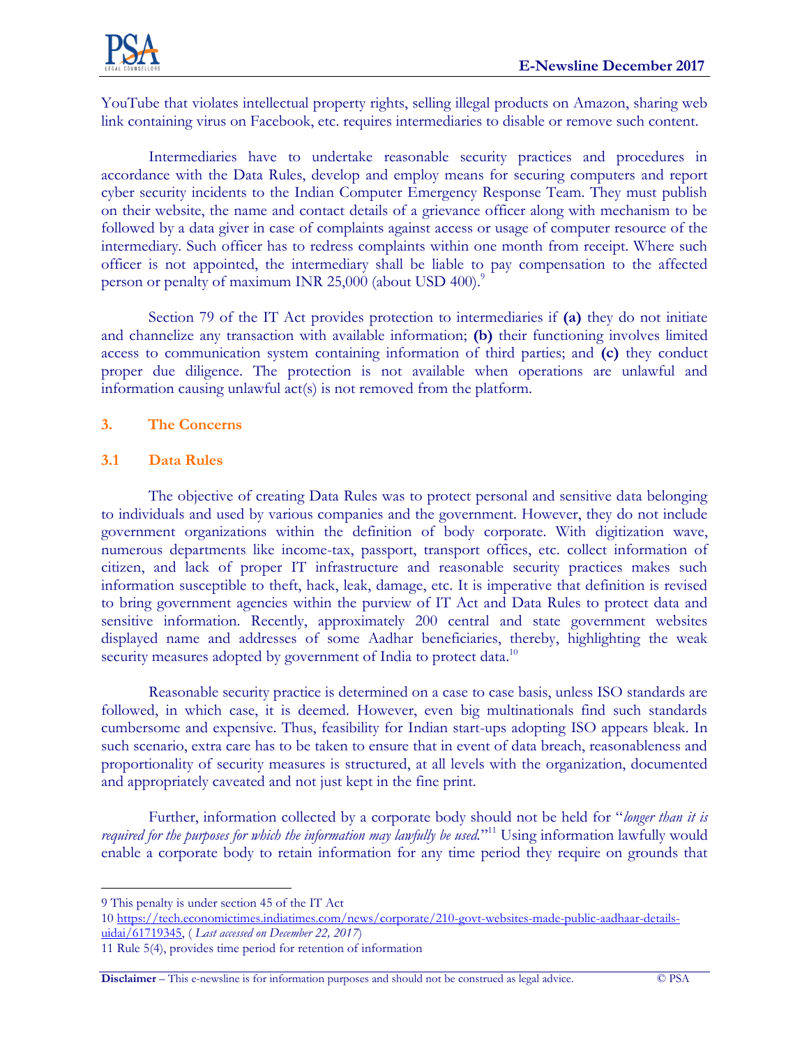YouTube that violates intellectual property rights, selling illegal products on Amazon, sharing web link containing virus on Facebook, etc. requires intermediaries to disable or remove such content.

Intermediaries have to undertake reasonable security practices and procedures in accordance with the Data Rules, develop and employ means for securing computers and report cyber security incidents to the Indian Computer Emergency Response Team. They must publish on their website, the name and contact details of a grievance officer along with mechanism to be followed by a data giver in case of complaints against access or usage of computer resource of the intermediary. Such officer has to redress complaints within one month from receipt. Where such officer is not appointed, the intermediary shall be liable to pay compensation to the affected person or penalty of maximum INR 25,000 (about USD 400).[9]

Section 79 of the IT Act provides protection to intermediaries if **(a)** they do not initiate and channelize any transaction with available information; **(b)** their functioning involves limited access to communication system containing information of third parties; and **(c)** they conduct proper due diligence. The protection is not available when operations are unlawful and information causing unlawful act(s) is not removed from the platform.

## 3. The Concerns

### 3.1 Data Rules

The objective of creating Data Rules was to protect personal and sensitive data belonging to individuals and used by various companies and the government. However, they do not include government organizations within the definition of body corporate. With digitization wave, numerous departments like income-tax, passport, transport offices, etc. collect information of citizen, and lack of proper IT infrastructure and reasonable security practices makes such information susceptible to theft, hack, leak, damage, etc. It is imperative that definition is revised to bring government agencies within the purview of IT Act and Data Rules to protect data and sensitive information. Recently, approximately 200 central and state government websites displayed name and addresses of some Aadhar beneficiaries, thereby, highlighting the weak security measures adopted by government of India to protect data.[10]

Reasonable security practice is determined on a case to case basis, unless ISO standards are followed, in which case, it is deemed. However, even big multinationals find such standards cumbersome and expensive. Thus, feasibility for Indian start-ups adopting ISO appears bleak. In such scenario, extra care has to be taken to ensure that in event of data breach, reasonableness and proportionality of security measures is structured, at all levels with the organization, documented and appropriately caveated and not just kept in the fine print.

Further, information collected by a corporate body should not be held for "*longer than it is required for the purposes for which the information may lawfully be used.*"[11] Using information lawfully would enable a corporate body to retain information for any time period they require on grounds that

---

9 This penalty is under section 45 of the IT Act

10 https://tech.economictimes.indiatimes.com/news/corporate/210-govt-websites-made-public-aadhaar-details-uidai/61719345, ( *Last accessed on December 22, 2017*)

11 Rule 5(4), provides time period for retention of information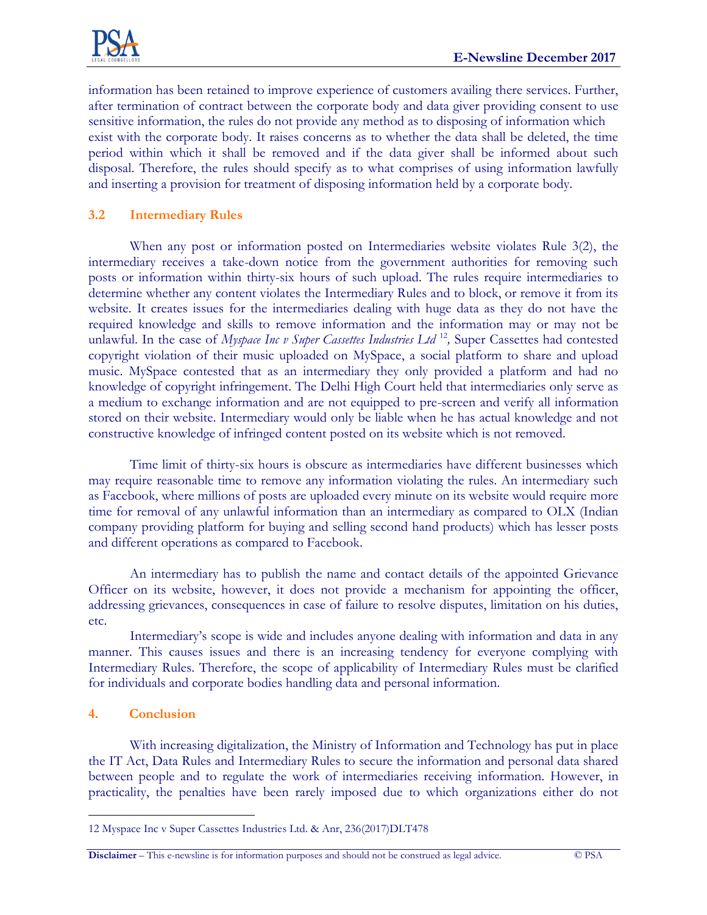information has been retained to improve experience of customers availing there services. Further, after termination of contract between the corporate body and data giver providing consent to use sensitive information, the rules do not provide any method as to disposing of information which exist with the corporate body. It raises concerns as to whether the data shall be deleted, the time period within which it shall be removed and if the data giver shall be informed about such disposal. Therefore, the rules should specify as to what comprises of using information lawfully and inserting a provision for treatment of disposing information held by a corporate body.

### 3.2 Intermediary Rules

When any post or information posted on Intermediaries website violates Rule 3(2), the intermediary receives a take-down notice from the government authorities for removing such posts or information within thirty-six hours of such upload. The rules require intermediaries to determine whether any content violates the Intermediary Rules and to block, or remove it from its website. It creates issues for the intermediaries dealing with huge data as they do not have the required knowledge and skills to remove information and the information may or may not be unlawful. In the case of *Myspace Inc v Super Cassettes Industries Ltd* [12]*,* Super Cassettes had contested copyright violation of their music uploaded on MySpace, a social platform to share and upload music. MySpace contested that as an intermediary they only provided a platform and had no knowledge of copyright infringement. The Delhi High Court held that intermediaries only serve as a medium to exchange information and are not equipped to pre-screen and verify all information stored on their website. Intermediary would only be liable when he has actual knowledge and not constructive knowledge of infringed content posted on its website which is not removed.

Time limit of thirty-six hours is obscure as intermediaries have different businesses which may require reasonable time to remove any information violating the rules. An intermediary such as Facebook, where millions of posts are uploaded every minute on its website would require more time for removal of any unlawful information than an intermediary as compared to OLX (Indian company providing platform for buying and selling second hand products) which has lesser posts and different operations as compared to Facebook.

An intermediary has to publish the name and contact details of the appointed Grievance Officer on its website, however, it does not provide a mechanism for appointing the officer, addressing grievances, consequences in case of failure to resolve disputes, limitation on his duties, etc.

Intermediary's scope is wide and includes anyone dealing with information and data in any manner. This causes issues and there is an increasing tendency for everyone complying with Intermediary Rules. Therefore, the scope of applicability of Intermediary Rules must be clarified for individuals and corporate bodies handling data and personal information.

## 4. Conclusion

With increasing digitalization, the Ministry of Information and Technology has put in place the IT Act, Data Rules and Intermediary Rules to secure the information and personal data shared between people and to regulate the work of intermediaries receiving information. However, in practicality, the penalties have been rarely imposed due to which organizations either do not

---

12 Myspace Inc v Super Cassettes Industries Ltd. & Anr, 236(2017)DLT478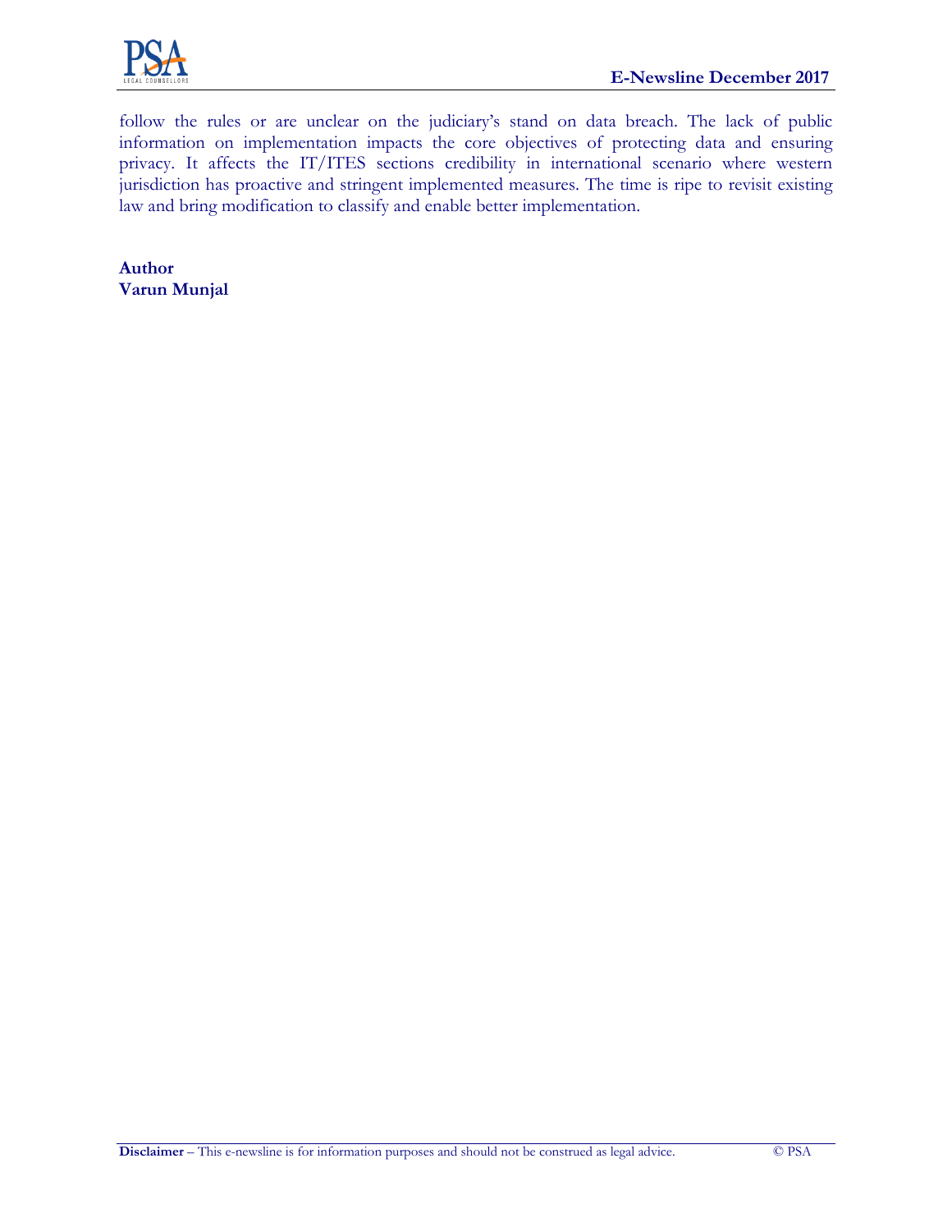follow the rules or are unclear on the judiciary's stand on data breach. The lack of public information on implementation impacts the core objectives of protecting data and ensuring privacy. It affects the IT/ITES sections credibility in international scenario where western jurisdiction has proactive and stringent implemented measures. The time is ripe to revisit existing law and bring modification to classify and enable better implementation.

**Author**
**Varun Munjal**

**Disclaimer** – This e-newsline is for information purposes and should not be construed as legal advice. © PSA